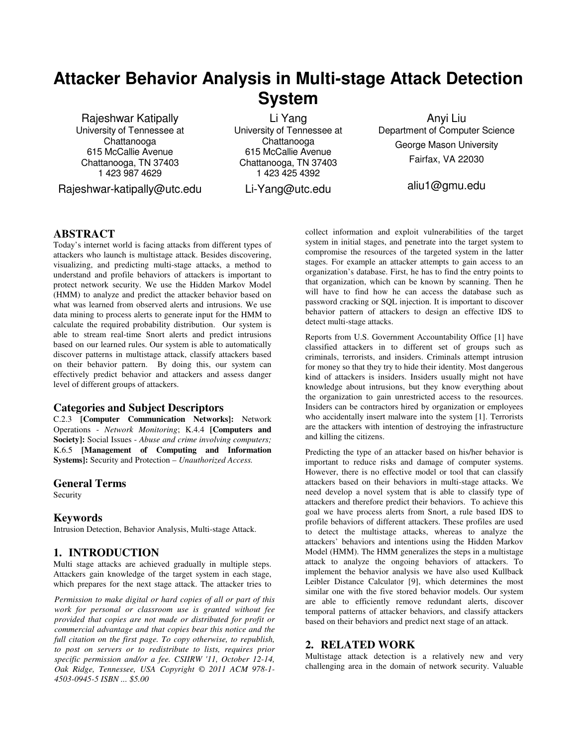# Attacker Behavior Analysis in Multi-stage Attack Detection System

Rajeshwar Katipally
University of Tennessee at Chattanooga
615 McCallie Avenue
Chattanooga, TN 37403
1 423 987 4629
Rajeshwar-katipally@utc.edu

Li Yang
University of Tennessee at Chattanooga
615 McCallie Avenue
Chattanooga, TN 37403
1 423 425 4392
Li-Yang@utc.edu

Anyi Liu
Department of Computer Science
George Mason University
Fairfax, VA 22030
aliu1@gmu.edu

## ABSTRACT

Today's internet world is facing attacks from different types of attackers who launch is multistage attack. Besides discovering, visualizing, and predicting multi-stage attacks, a method to understand and profile behaviors of attackers is important to protect network security. We use the Hidden Markov Model (HMM) to analyze and predict the attacker behavior based on what was learned from observed alerts and intrusions. We use data mining to process alerts to generate input for the HMM to calculate the required probability distribution. Our system is able to stream real-time Snort alerts and predict intrusions based on our learned rules. Our system is able to automatically discover patterns in multistage attack, classify attackers based on their behavior pattern. By doing this, our system can effectively predict behavior and attackers and assess danger level of different groups of attackers.

### Categories and Subject Descriptors

C.2.3 **[Computer Communication Networks]:** Network Operations - *Network Monitoring*; K.4.4 **[Computers and Society]:** Social Issues - *Abuse and crime involving computers;* K.6.5 **[Management of Computing and Information Systems]:** Security and Protection – *Unauthorized Access.*

### General Terms

Security

### Keywords

Intrusion Detection, Behavior Analysis, Multi-stage Attack.

## 1. INTRODUCTION

Multi stage attacks are achieved gradually in multiple steps. Attackers gain knowledge of the target system in each stage, which prepares for the next stage attack. The attacker tries to collect information and exploit vulnerabilities of the target system in initial stages, and penetrate into the target system to compromise the resources of the targeted system in the latter stages. For example an attacker attempts to gain access to an organization's database. First, he has to find the entry points to that organization, which can be known by scanning. Then he will have to find how he can access the database such as password cracking or SQL injection. It is important to discover behavior pattern of attackers to design an effective IDS to detect multi-stage attacks.

Reports from U.S. Government Accountability Office [1] have classified attackers in to different set of groups such as criminals, terrorists, and insiders. Criminals attempt intrusion for money so that they try to hide their identity. Most dangerous kind of attackers is insiders. Insiders usually might not have knowledge about intrusions, but they know everything about the organization to gain unrestricted access to the resources. Insiders can be contractors hired by organization or employees who accidentally insert malware into the system [1]. Terrorists are the attackers with intention of destroying the infrastructure and killing the citizens.

Predicting the type of an attacker based on his/her behavior is important to reduce risks and damage of computer systems. However, there is no effective model or tool that can classify attackers based on their behaviors in multi-stage attacks. We need develop a novel system that is able to classify type of attackers and therefore predict their behaviors. To achieve this goal we have process alerts from Snort, a rule based IDS to profile behaviors of different attackers. These profiles are used to detect the multistage attacks, whereas to analyze the attackers' behaviors and intentions using the Hidden Markov Model (HMM). The HMM generalizes the steps in a multistage attack to analyze the ongoing behaviors of attackers. To implement the behavior analysis we have also used Kullback Leibler Distance Calculator [9], which determines the most similar one with the five stored behavior models. Our system are able to efficiently remove redundant alerts, discover temporal patterns of attacker behaviors, and classify attackers based on their behaviors and predict next stage of an attack.

## 2. RELATED WORK

Multistage attack detection is a relatively new and very challenging area in the domain of network security. Valuable

*Permission to make digital or hard copies of all or part of this work for personal or classroom use is granted without fee provided that copies are not made or distributed for profit or commercial advantage and that copies bear this notice and the full citation on the first page. To copy otherwise, to republish, to post on servers or to redistribute to lists, requires prior specific permission and/or a fee. CSIIRW '11, October 12-14, Oak Ridge, Tennessee, USA Copyright © 2011 ACM 978-1-4503-0945-5 ISBN ... $5.00*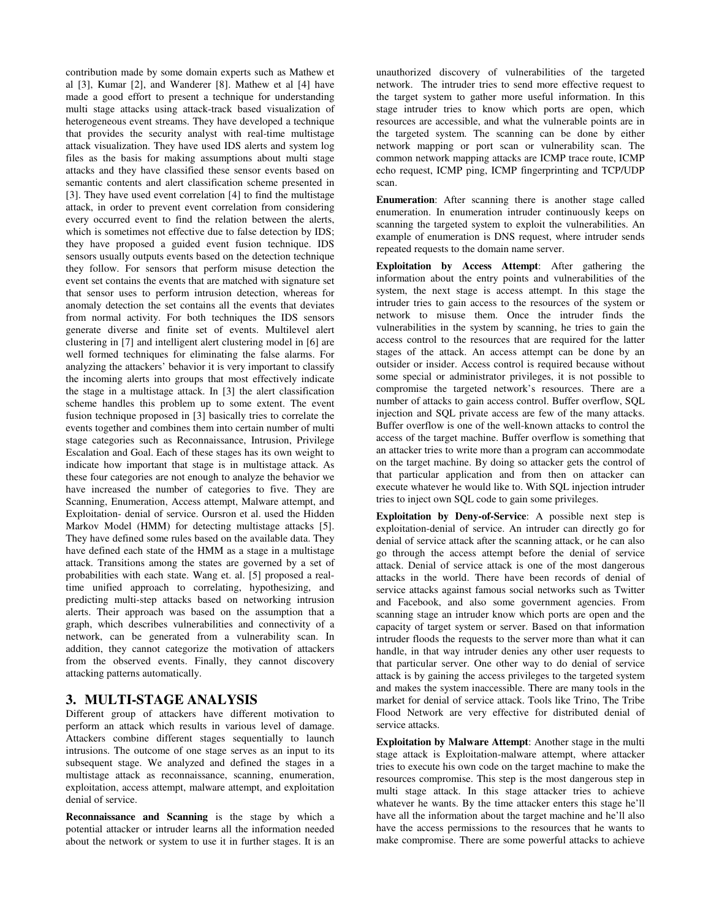contribution made by some domain experts such as Mathew et al [3], Kumar [2], and Wanderer [8]. Mathew et al [4] have made a good effort to present a technique for understanding multi stage attacks using attack-track based visualization of heterogeneous event streams. They have developed a technique that provides the security analyst with real-time multistage attack visualization. They have used IDS alerts and system log files as the basis for making assumptions about multi stage attacks and they have classified these sensor events based on semantic contents and alert classification scheme presented in [3]. They have used event correlation [4] to find the multistage attack, in order to prevent event correlation from considering every occurred event to find the relation between the alerts, which is sometimes not effective due to false detection by IDS; they have proposed a guided event fusion technique. IDS sensors usually outputs events based on the detection technique they follow. For sensors that perform misuse detection the event set contains the events that are matched with signature set that sensor uses to perform intrusion detection, whereas for anomaly detection the set contains all the events that deviates from normal activity. For both techniques the IDS sensors generate diverse and finite set of events. Multilevel alert clustering in [7] and intelligent alert clustering model in [6] are well formed techniques for eliminating the false alarms. For analyzing the attackers' behavior it is very important to classify the incoming alerts into groups that most effectively indicate the stage in a multistage attack. In [3] the alert classification scheme handles this problem up to some extent. The event fusion technique proposed in [3] basically tries to correlate the events together and combines them into certain number of multi stage categories such as Reconnaissance, Intrusion, Privilege Escalation and Goal. Each of these stages has its own weight to indicate how important that stage is in multistage attack. As these four categories are not enough to analyze the behavior we have increased the number of categories to five. They are Scanning, Enumeration, Access attempt, Malware attempt, and Exploitation- denial of service. Oursron et al. used the Hidden Markov Model (HMM) for detecting multistage attacks [5]. They have defined some rules based on the available data. They have defined each state of the HMM as a stage in a multistage attack. Transitions among the states are governed by a set of probabilities with each state. Wang et. al. [5] proposed a real-time unified approach to correlating, hypothesizing, and predicting multi-step attacks based on networking intrusion alerts. Their approach was based on the assumption that a graph, which describes vulnerabilities and connectivity of a network, can be generated from a vulnerability scan. In addition, they cannot categorize the motivation of attackers from the observed events. Finally, they cannot discovery attacking patterns automatically.

## 3. MULTI-STAGE ANALYSIS

Different group of attackers have different motivation to perform an attack which results in various level of damage. Attackers combine different stages sequentially to launch intrusions. The outcome of one stage serves as an input to its subsequent stage. We analyzed and defined the stages in a multistage attack as reconnaissance, scanning, enumeration, exploitation, access attempt, malware attempt, and exploitation denial of service.

**Reconnaissance and Scanning** is the stage by which a potential attacker or intruder learns all the information needed about the network or system to use it in further stages. It is an unauthorized discovery of vulnerabilities of the targeted network. The intruder tries to send more effective request to the target system to gather more useful information. In this stage intruder tries to know which ports are open, which resources are accessible, and what the vulnerable points are in the targeted system. The scanning can be done by either network mapping or port scan or vulnerability scan. The common network mapping attacks are ICMP trace route, ICMP echo request, ICMP ping, ICMP fingerprinting and TCP/UDP scan.

**Enumeration**: After scanning there is another stage called enumeration. In enumeration intruder continuously keeps on scanning the targeted system to exploit the vulnerabilities. An example of enumeration is DNS request, where intruder sends repeated requests to the domain name server.

**Exploitation by Access Attempt**: After gathering the information about the entry points and vulnerabilities of the system, the next stage is access attempt. In this stage the intruder tries to gain access to the resources of the system or network to misuse them. Once the intruder finds the vulnerabilities in the system by scanning, he tries to gain the access control to the resources that are required for the latter stages of the attack. An access attempt can be done by an outsider or insider. Access control is required because without some special or administrator privileges, it is not possible to compromise the targeted network's resources. There are a number of attacks to gain access control. Buffer overflow, SQL injection and SQL private access are few of the many attacks. Buffer overflow is one of the well-known attacks to control the access of the target machine. Buffer overflow is something that an attacker tries to write more than a program can accommodate on the target machine. By doing so attacker gets the control of that particular application and from then on attacker can execute whatever he would like to. With SQL injection intruder tries to inject own SQL code to gain some privileges.

**Exploitation by Deny-of-Service**: A possible next step is exploitation-denial of service. An intruder can directly go for denial of service attack after the scanning attack, or he can also go through the access attempt before the denial of service attack. Denial of service attack is one of the most dangerous attacks in the world. There have been records of denial of service attacks against famous social networks such as Twitter and Facebook, and also some government agencies. From scanning stage an intruder know which ports are open and the capacity of target system or server. Based on that information intruder floods the requests to the server more than what it can handle, in that way intruder denies any other user requests to that particular server. One other way to do denial of service attack is by gaining the access privileges to the targeted system and makes the system inaccessible. There are many tools in the market for denial of service attack. Tools like Trino, The Tribe Flood Network are very effective for distributed denial of service attacks.

**Exploitation by Malware Attempt**: Another stage in the multi stage attack is Exploitation-malware attempt, where attacker tries to execute his own code on the target machine to make the resources compromise. This step is the most dangerous step in multi stage attack. In this stage attacker tries to achieve whatever he wants. By the time attacker enters this stage he'll have all the information about the target machine and he'll also have the access permissions to the resources that he wants to make compromise. There are some powerful attacks to achieve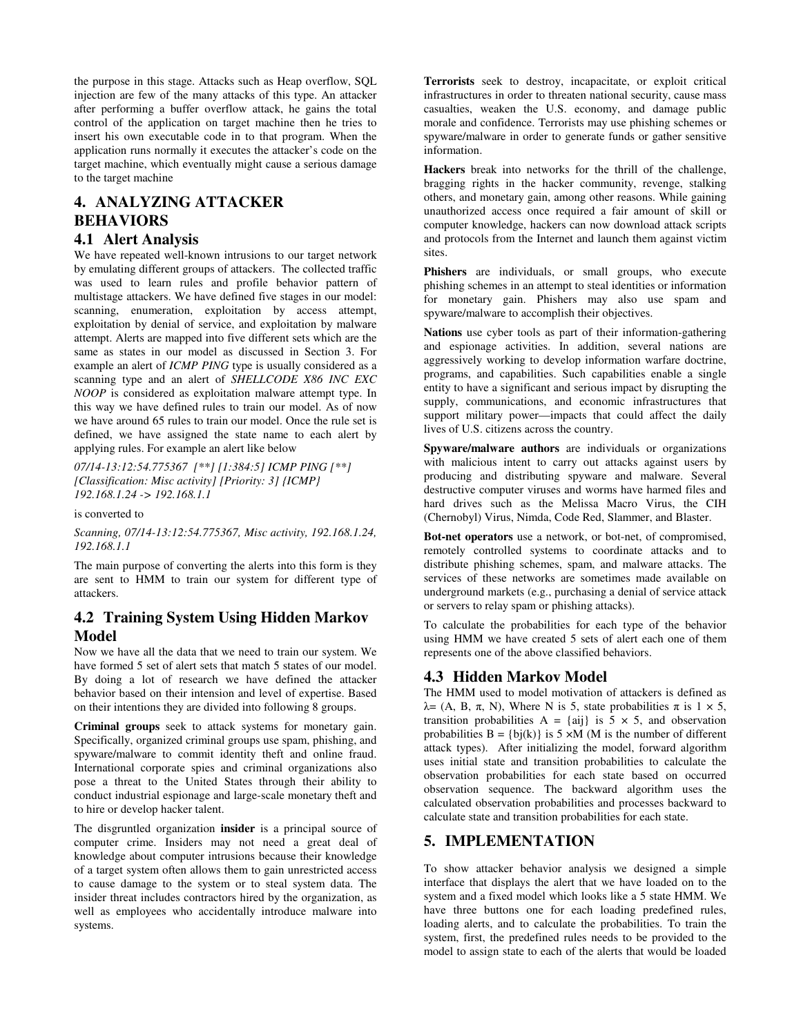the purpose in this stage. Attacks such as Heap overflow, SQL injection are few of the many attacks of this type. An attacker after performing a buffer overflow attack, he gains the total control of the application on target machine then he tries to insert his own executable code in to that program. When the application runs normally it executes the attacker's code on the target machine, which eventually might cause a serious damage to the target machine

# 4. ANALYZING ATTACKER BEHAVIORS

## 4.1 Alert Analysis

We have repeated well-known intrusions to our target network by emulating different groups of attackers. The collected traffic was used to learn rules and profile behavior pattern of multistage attackers. We have defined five stages in our model: scanning, enumeration, exploitation by access attempt, exploitation by denial of service, and exploitation by malware attempt. Alerts are mapped into five different sets which are the same as states in our model as discussed in Section 3. For example an alert of *ICMP PING* type is usually considered as a scanning type and an alert of *SHELLCODE X86 INC EXC NOOP* is considered as exploitation malware attempt type. In this way we have defined rules to train our model. As of now we have around 65 rules to train our model. Once the rule set is defined, we have assigned the state name to each alert by applying rules. For example an alert like below

*07/14-13:12:54.775367 [**] [1:384:5] ICMP PING [**] [Classification: Misc activity] [Priority: 3] {ICMP} 192.168.1.24 -> 192.168.1.1*

is converted to

*Scanning, 07/14-13:12:54.775367, Misc activity, 192.168.1.24, 192.168.1.1*

The main purpose of converting the alerts into this form is they are sent to HMM to train our system for different type of attackers.

## 4.2 Training System Using Hidden Markov Model

Now we have all the data that we need to train our system. We have formed 5 set of alert sets that match 5 states of our model. By doing a lot of research we have defined the attacker behavior based on their intension and level of expertise. Based on their intentions they are divided into following 8 groups.

**Criminal groups** seek to attack systems for monetary gain. Specifically, organized criminal groups use spam, phishing, and spyware/malware to commit identity theft and online fraud. International corporate spies and criminal organizations also pose a threat to the United States through their ability to conduct industrial espionage and large-scale monetary theft and to hire or develop hacker talent.

The disgruntled organization **insider** is a principal source of computer crime. Insiders may not need a great deal of knowledge about computer intrusions because their knowledge of a target system often allows them to gain unrestricted access to cause damage to the system or to steal system data. The insider threat includes contractors hired by the organization, as well as employees who accidentally introduce malware into systems.

**Terrorists** seek to destroy, incapacitate, or exploit critical infrastructures in order to threaten national security, cause mass casualties, weaken the U.S. economy, and damage public morale and confidence. Terrorists may use phishing schemes or spyware/malware in order to generate funds or gather sensitive information.

**Hackers** break into networks for the thrill of the challenge, bragging rights in the hacker community, revenge, stalking others, and monetary gain, among other reasons. While gaining unauthorized access once required a fair amount of skill or computer knowledge, hackers can now download attack scripts and protocols from the Internet and launch them against victim sites.

**Phishers** are individuals, or small groups, who execute phishing schemes in an attempt to steal identities or information for monetary gain. Phishers may also use spam and spyware/malware to accomplish their objectives.

**Nations** use cyber tools as part of their information-gathering and espionage activities. In addition, several nations are aggressively working to develop information warfare doctrine, programs, and capabilities. Such capabilities enable a single entity to have a significant and serious impact by disrupting the supply, communications, and economic infrastructures that support military power—impacts that could affect the daily lives of U.S. citizens across the country.

**Spyware/malware authors** are individuals or organizations with malicious intent to carry out attacks against users by producing and distributing spyware and malware. Several destructive computer viruses and worms have harmed files and hard drives such as the Melissa Macro Virus, the CIH (Chernobyl) Virus, Nimda, Code Red, Slammer, and Blaster.

**Bot-net operators** use a network, or bot-net, of compromised, remotely controlled systems to coordinate attacks and to distribute phishing schemes, spam, and malware attacks. The services of these networks are sometimes made available on underground markets (e.g., purchasing a denial of service attack or servers to relay spam or phishing attacks).

To calculate the probabilities for each type of the behavior using HMM we have created 5 sets of alert each one of them represents one of the above classified behaviors.

## 4.3 Hidden Markov Model

The HMM used to model motivation of attackers is defined as $\lambda = (A, B, \pi, N)$, Where N is 5, state probabilities $\pi$ is $1 \times 5$, transition probabilities $A = \{a_{ij}\}$ is $5 \times 5$, and observation probabilities $B = \{b_j(k)\}$ is $5 \times M$ (M is the number of different attack types). After initializing the model, forward algorithm uses initial state and transition probabilities to calculate the observation probabilities for each state based on occurred observation sequence. The backward algorithm uses the calculated observation probabilities and processes backward to calculate state and transition probabilities for each state.

# 5. IMPLEMENTATION

To show attacker behavior analysis we designed a simple interface that displays the alert that we have loaded on to the system and a fixed model which looks like a 5 state HMM. We have three buttons one for each loading predefined rules, loading alerts, and to calculate the probabilities. To train the system, first, the predefined rules needs to be provided to the model to assign state to each of the alerts that would be loaded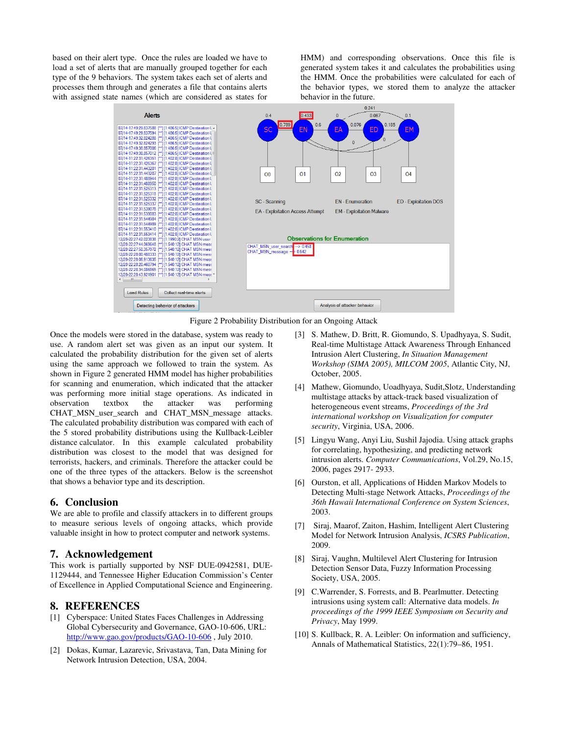based on their alert type. Once the rules are loaded we have to load a set of alerts that are manually grouped together for each type of the 9 behaviors. The system takes each set of alerts and processes them through and generates a file that contains alerts with assigned state names (which are considered as states for HMM) and corresponding observations. Once this file is generated system takes it and calculates the probabilities using the HMM. Once the probabilities were calculated for each of the behavior types, we stored them to analyze the attacker behavior in the future.

Figure 2 Probability Distribution for an Ongoing Attack

Once the models were stored in the database, system was ready to use. A random alert set was given as an input our system. It calculated the probability distribution for the given set of alerts using the same approach we followed to train the system. As shown in Figure 2 generated HMM model has higher probabilities for scanning and enumeration, which indicated that the attacker was performing more initial stage operations. As indicated in observation textbox the attacker was performing CHAT_MSN_user_search and CHAT_MSN_message attacks. The calculated probability distribution was compared with each of the 5 stored probability distributions using the Kullback-Leibler distance calculator. In this example calculated probability distribution was closest to the model that was designed for terrorists, hackers, and criminals. Therefore the attacker could be one of the three types of the attackers. Below is the screenshot that shows a behavior type and its description.

## 6. Conclusion

We are able to profile and classify attackers in to different groups to measure serious levels of ongoing attacks, which provide valuable insight in how to protect computer and network systems.

## 7. Acknowledgement

This work is partially supported by NSF DUE-0942581, DUE-1129444, and Tennessee Higher Education Commission's Center of Excellence in Applied Computational Science and Engineering.

## 8. REFERENCES

[1] Cyberspace: United States Faces Challenges in Addressing Global Cybersecurity and Governance, GAO-10-606, URL: http://www.gao.gov/products/GAO-10-606 , July 2010.

[2] Dokas, Kumar, Lazarevic, Srivastava, Tan, Data Mining for Network Intrusion Detection, USA, 2004.

[3] S. Mathew, D. Britt, R. Giomundo, S. Upadhyaya, S. Sudit, Real-time Multistage Attack Awareness Through Enhanced Intrusion Alert Clustering, *In Situation Management Workshop (SIMA 2005), MILCOM 2005*, Atlantic City, NJ, October, 2005.

[4] Mathew, Giomundo, Uoadhyaya, Sudit,Slotz, Understanding multistage attacks by attack-track based visualization of heterogeneous event streams, *Proceedings of the 3rd international workshop on Visualization for computer security*, Virginia, USA, 2006.

[5] Lingyu Wang, Anyi Liu, Sushil Jajodia. Using attack graphs for correlating, hypothesizing, and predicting network intrusion alerts. *Computer Communications*, Vol.29, No.15, 2006, pages 2917- 2933.

[6] Ourston, et all, Applications of Hidden Markov Models to Detecting Multi-stage Network Attacks, *Proceedings of the 36th Hawaii International Conference on System Sciences*, 2003.

[7] Siraj, Maarof, Zaiton, Hashim, Intelligent Alert Clustering Model for Network Intrusion Analysis, *ICSRS Publication*, 2009.

[8] Siraj, Vaughn, Multilevel Alert Clustering for Intrusion Detection Sensor Data, Fuzzy Information Processing Society, USA, 2005.

[9] C.Warrender, S. Forrests, and B. Pearlmutter. Detecting intrusions using system call: Alternative data models. *In proceedings of the 1999 IEEE Symposium on Security and Privacy*, May 1999.

[10] S. Kullback, R. A. Leibler: On information and sufficiency, Annals of Mathematical Statistics, 22(1):79–86, 1951.